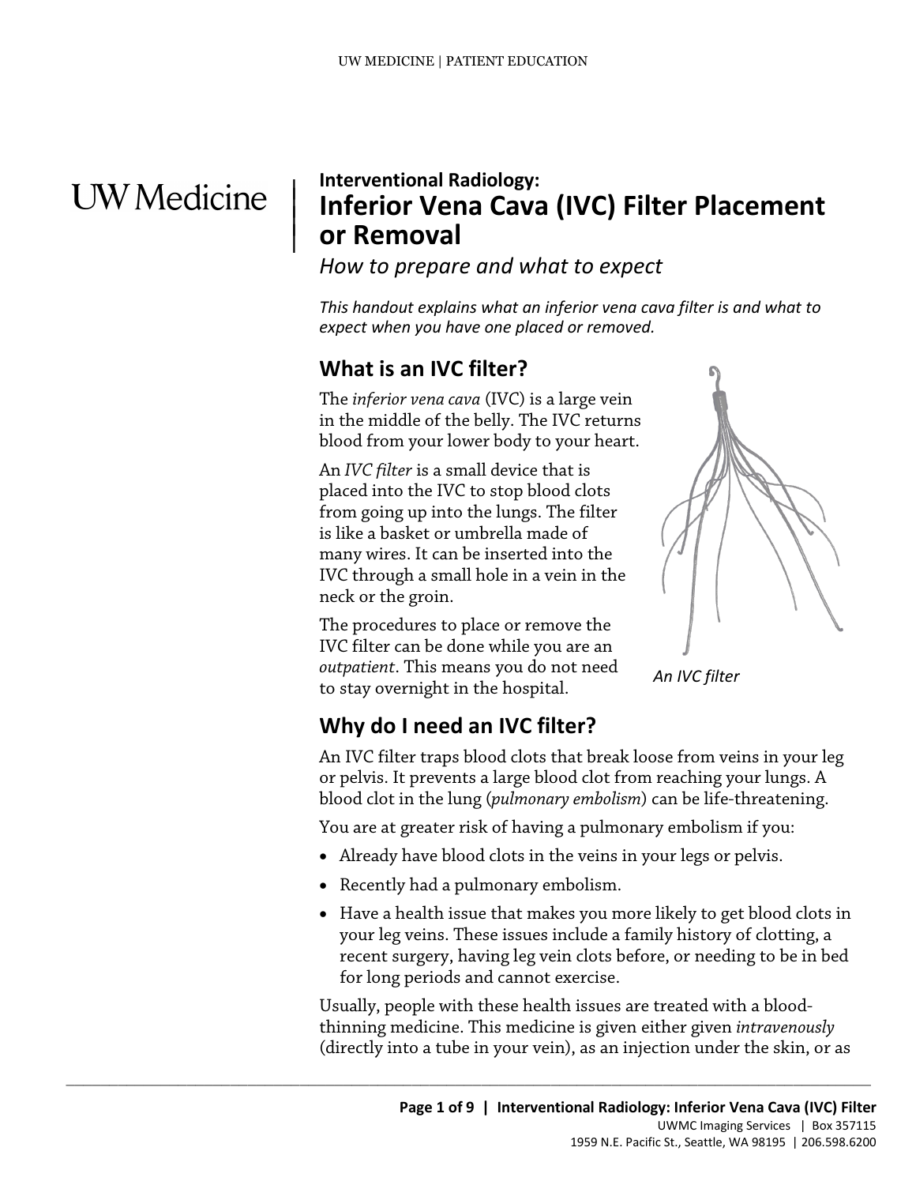UW Medicine

**Interventional Radiology:**

# Inferior Vena Cava (IVC) Filter Placement or Removal

*How to prepare and what to expect*

*This handout explains what an inferior vena cava filter is and what to expect when you have one placed or removed.*

## What is an IVC filter?

The *inferior vena cava* (IVC) is a large vein in the middle of the belly. The IVC returns blood from your lower body to your heart.

An *IVC filter* is a small device that is placed into the IVC to stop blood clots from going up into the lungs. The filter is like a basket or umbrella made of many wires. It can be inserted into the IVC through a small hole in a vein in the neck or the groin.

The procedures to place or remove the IVC filter can be done while you are an *outpatient*. This means you do not need to stay overnight in the hospital.

*An IVC filter*

## Why do I need an IVC filter?

An IVC filter traps blood clots that break loose from veins in your leg or pelvis. It prevents a large blood clot from reaching your lungs. A blood clot in the lung (*pulmonary embolism*) can be life-threatening.

You are at greater risk of having a pulmonary embolism if you:

- Already have blood clots in the veins in your legs or pelvis.
- Recently had a pulmonary embolism.
- Have a health issue that makes you more likely to get blood clots in your leg veins. These issues include a family history of clotting, a recent surgery, having leg vein clots before, or needing to be in bed for long periods and cannot exercise.

Usually, people with these health issues are treated with a blood-thinning medicine. This medicine is given either given *intravenously* (directly into a tube in your vein), as an injection under the skin, or as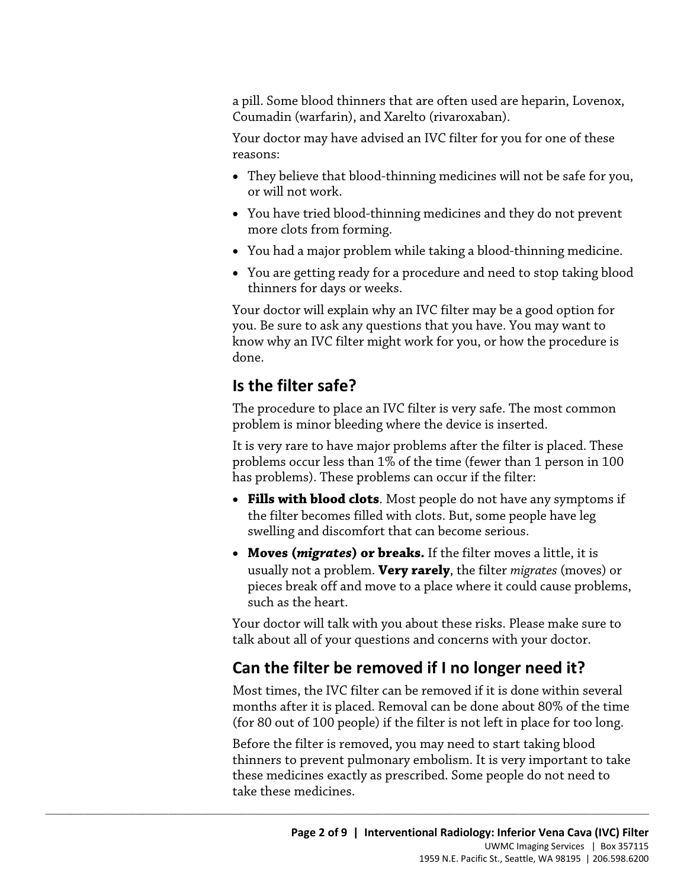a pill. Some blood thinners that are often used are heparin, Lovenox, Coumadin (warfarin), and Xarelto (rivaroxaban).

Your doctor may have advised an IVC filter for you for one of these reasons:

- They believe that blood-thinning medicines will not be safe for you, or will not work.
- You have tried blood-thinning medicines and they do not prevent more clots from forming.
- You had a major problem while taking a blood-thinning medicine.
- You are getting ready for a procedure and need to stop taking blood thinners for days or weeks.

Your doctor will explain why an IVC filter may be a good option for you. Be sure to ask any questions that you have. You may want to know why an IVC filter might work for you, or how the procedure is done.

## Is the filter safe?

The procedure to place an IVC filter is very safe. The most common problem is minor bleeding where the device is inserted.

It is very rare to have major problems after the filter is placed. These problems occur less than 1% of the time (fewer than 1 person in 100 has problems). These problems can occur if the filter:

- **Fills with blood clots**. Most people do not have any symptoms if the filter becomes filled with clots. But, some people have leg swelling and discomfort that can become serious.
- **Moves (*migrates*) or breaks.** If the filter moves a little, it is usually not a problem. **Very rarely**, the filter *migrates* (moves) or pieces break off and move to a place where it could cause problems, such as the heart.

Your doctor will talk with you about these risks. Please make sure to talk about all of your questions and concerns with your doctor.

## Can the filter be removed if I no longer need it?

Most times, the IVC filter can be removed if it is done within several months after it is placed. Removal can be done about 80% of the time (for 80 out of 100 people) if the filter is not left in place for too long.

Before the filter is removed, you may need to start taking blood thinners to prevent pulmonary embolism. It is very important to take these medicines exactly as prescribed. Some people do not need to take these medicines.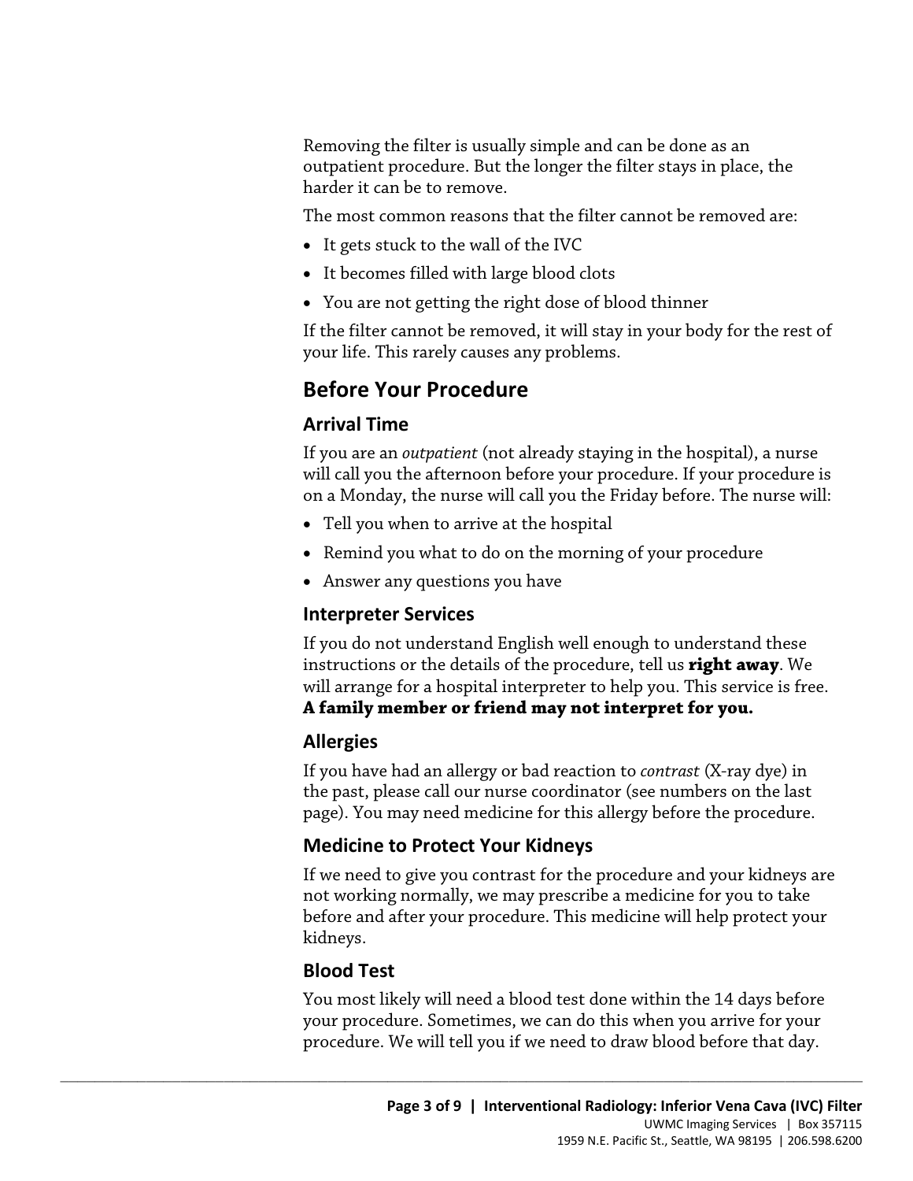Removing the filter is usually simple and can be done as an outpatient procedure. But the longer the filter stays in place, the harder it can be to remove.

The most common reasons that the filter cannot be removed are:

- It gets stuck to the wall of the IVC
- It becomes filled with large blood clots
- You are not getting the right dose of blood thinner

If the filter cannot be removed, it will stay in your body for the rest of your life. This rarely causes any problems.

## Before Your Procedure

### Arrival Time

If you are an *outpatient* (not already staying in the hospital), a nurse will call you the afternoon before your procedure. If your procedure is on a Monday, the nurse will call you the Friday before. The nurse will:

- Tell you when to arrive at the hospital
- Remind you what to do on the morning of your procedure
- Answer any questions you have

### Interpreter Services

If you do not understand English well enough to understand these instructions or the details of the procedure, tell us **right away**. We will arrange for a hospital interpreter to help you. This service is free. **A family member or friend may not interpret for you.**

### Allergies

If you have had an allergy or bad reaction to *contrast* (X-ray dye) in the past, please call our nurse coordinator (see numbers on the last page). You may need medicine for this allergy before the procedure.

### Medicine to Protect Your Kidneys

If we need to give you contrast for the procedure and your kidneys are not working normally, we may prescribe a medicine for you to take before and after your procedure. This medicine will help protect your kidneys.

### Blood Test

You most likely will need a blood test done within the 14 days before your procedure. Sometimes, we can do this when you arrive for your procedure. We will tell you if we need to draw blood before that day.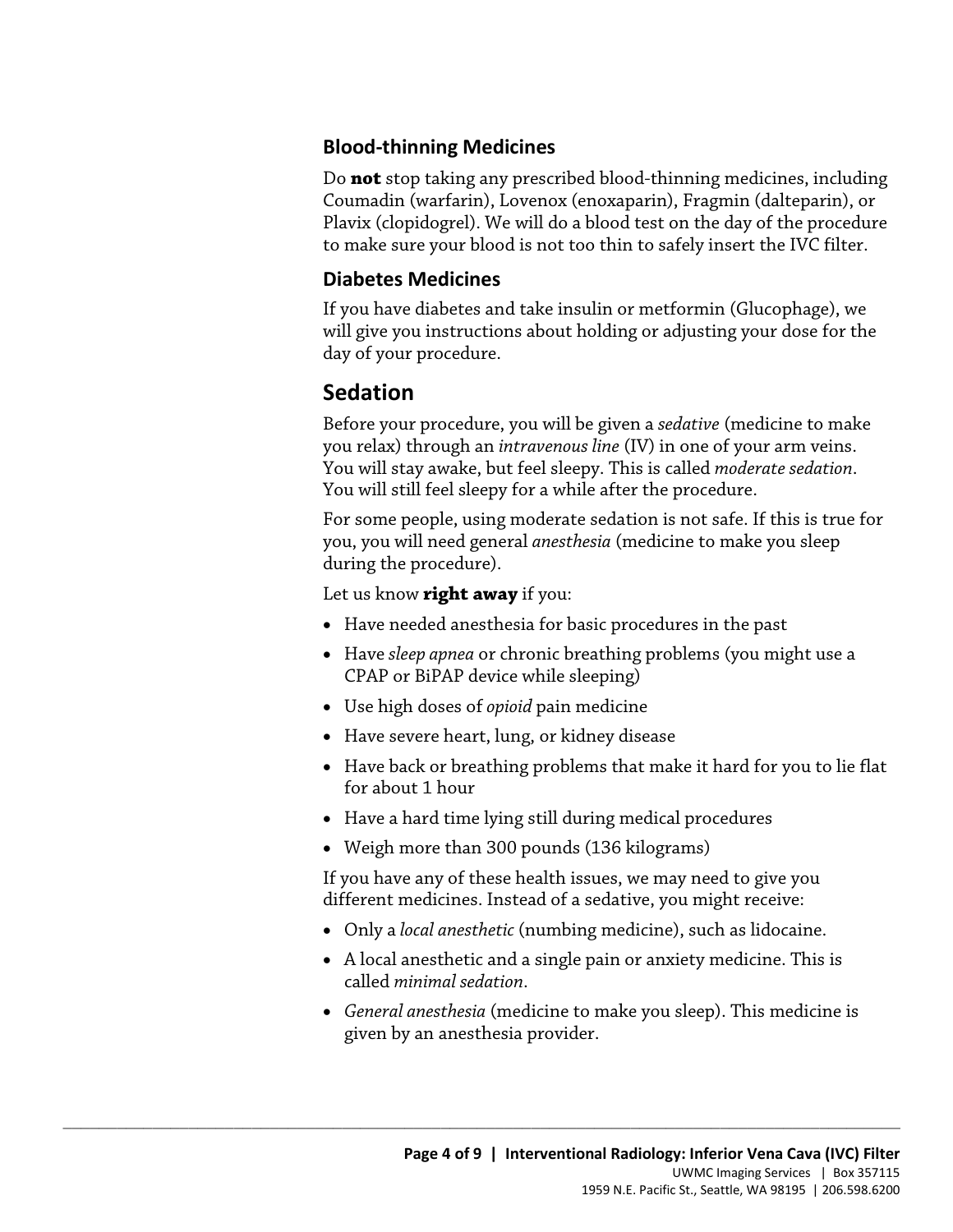### Blood-thinning Medicines

Do **not** stop taking any prescribed blood-thinning medicines, including Coumadin (warfarin), Lovenox (enoxaparin), Fragmin (dalteparin), or Plavix (clopidogrel). We will do a blood test on the day of the procedure to make sure your blood is not too thin to safely insert the IVC filter.

### Diabetes Medicines

If you have diabetes and take insulin or metformin (Glucophage), we will give you instructions about holding or adjusting your dose for the day of your procedure.

## Sedation

Before your procedure, you will be given a *sedative* (medicine to make you relax) through an *intravenous line* (IV) in one of your arm veins. You will stay awake, but feel sleepy. This is called *moderate sedation*. You will still feel sleepy for a while after the procedure.

For some people, using moderate sedation is not safe. If this is true for you, you will need general *anesthesia* (medicine to make you sleep during the procedure).

Let us know **right away** if you:

- Have needed anesthesia for basic procedures in the past
- Have *sleep apnea* or chronic breathing problems (you might use a CPAP or BiPAP device while sleeping)
- Use high doses of *opioid* pain medicine
- Have severe heart, lung, or kidney disease
- Have back or breathing problems that make it hard for you to lie flat for about 1 hour
- Have a hard time lying still during medical procedures
- Weigh more than 300 pounds (136 kilograms)

If you have any of these health issues, we may need to give you different medicines. Instead of a sedative, you might receive:

- Only a *local anesthetic* (numbing medicine), such as lidocaine.
- A local anesthetic and a single pain or anxiety medicine. This is called *minimal sedation*.
- *General anesthesia* (medicine to make you sleep). This medicine is given by an anesthesia provider.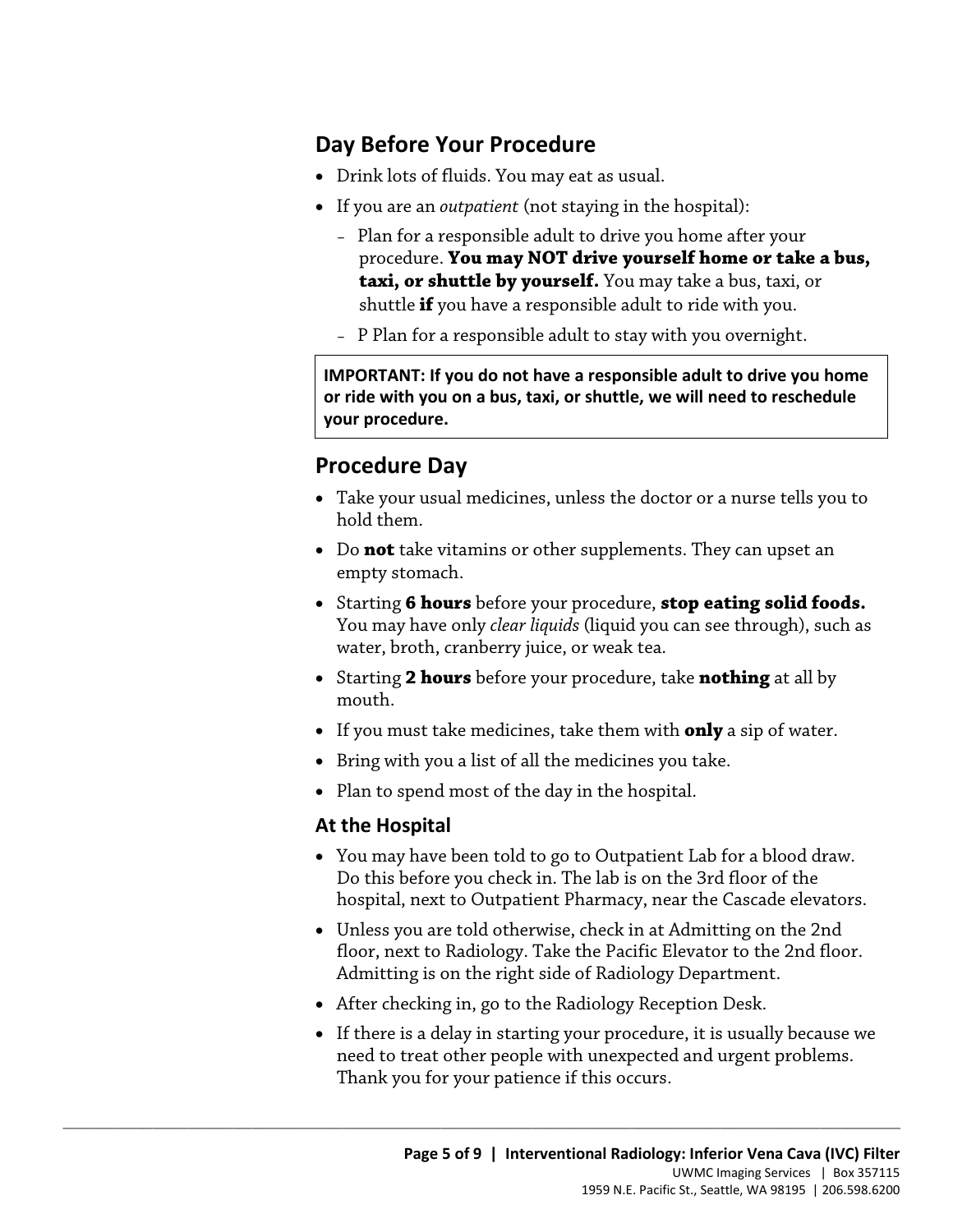## Day Before Your Procedure

- Drink lots of fluids. You may eat as usual.
- If you are an *outpatient* (not staying in the hospital):
  - Plan for a responsible adult to drive you home after your procedure. **You may NOT drive yourself home or take a bus, taxi, or shuttle by yourself.** You may take a bus, taxi, or shuttle **if** you have a responsible adult to ride with you.
  - P Plan for a responsible adult to stay with you overnight.

**IMPORTANT: If you do not have a responsible adult to drive you home or ride with you on a bus, taxi, or shuttle, we will need to reschedule your procedure.**

## Procedure Day

- Take your usual medicines, unless the doctor or a nurse tells you to hold them.
- Do **not** take vitamins or other supplements. They can upset an empty stomach.
- Starting **6 hours** before your procedure, **stop eating solid foods.** You may have only *clear liquids* (liquid you can see through), such as water, broth, cranberry juice, or weak tea.
- Starting **2 hours** before your procedure, take **nothing** at all by mouth.
- If you must take medicines, take them with **only** a sip of water.
- Bring with you a list of all the medicines you take.
- Plan to spend most of the day in the hospital.

### At the Hospital

- You may have been told to go to Outpatient Lab for a blood draw. Do this before you check in. The lab is on the 3rd floor of the hospital, next to Outpatient Pharmacy, near the Cascade elevators.
- Unless you are told otherwise, check in at Admitting on the 2nd floor, next to Radiology. Take the Pacific Elevator to the 2nd floor. Admitting is on the right side of Radiology Department.
- After checking in, go to the Radiology Reception Desk.
- If there is a delay in starting your procedure, it is usually because we need to treat other people with unexpected and urgent problems. Thank you for your patience if this occurs.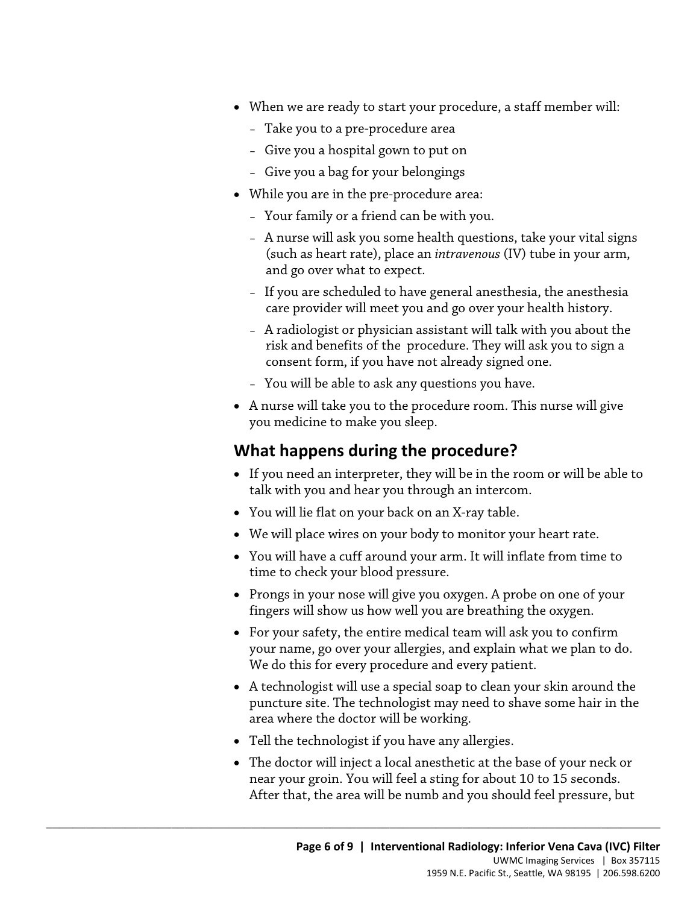- When we are ready to start your procedure, a staff member will:
  - Take you to a pre-procedure area
  - Give you a hospital gown to put on
  - Give you a bag for your belongings
- While you are in the pre-procedure area:
  - Your family or a friend can be with you.
  - A nurse will ask you some health questions, take your vital signs (such as heart rate), place an *intravenous* (IV) tube in your arm, and go over what to expect.
  - If you are scheduled to have general anesthesia, the anesthesia care provider will meet you and go over your health history.
  - A radiologist or physician assistant will talk with you about the risk and benefits of the procedure. They will ask you to sign a consent form, if you have not already signed one.
  - You will be able to ask any questions you have.
- A nurse will take you to the procedure room. This nurse will give you medicine to make you sleep.

## What happens during the procedure?

- If you need an interpreter, they will be in the room or will be able to talk with you and hear you through an intercom.
- You will lie flat on your back on an X-ray table.
- We will place wires on your body to monitor your heart rate.
- You will have a cuff around your arm. It will inflate from time to time to check your blood pressure.
- Prongs in your nose will give you oxygen. A probe on one of your fingers will show us how well you are breathing the oxygen.
- For your safety, the entire medical team will ask you to confirm your name, go over your allergies, and explain what we plan to do. We do this for every procedure and every patient.
- A technologist will use a special soap to clean your skin around the puncture site. The technologist may need to shave some hair in the area where the doctor will be working.
- Tell the technologist if you have any allergies.
- The doctor will inject a local anesthetic at the base of your neck or near your groin. You will feel a sting for about 10 to 15 seconds. After that, the area will be numb and you should feel pressure, but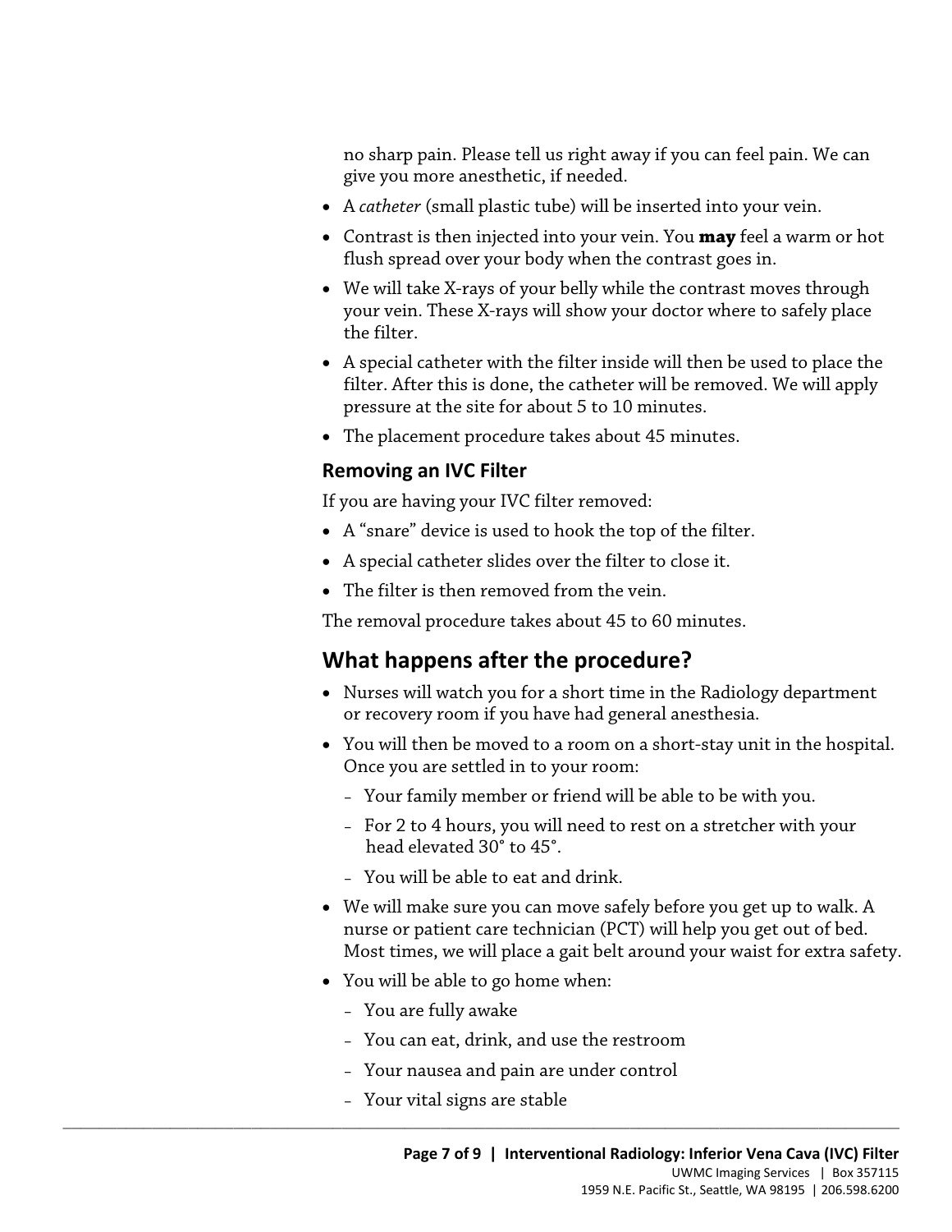no sharp pain. Please tell us right away if you can feel pain. We can give you more anesthetic, if needed.

- A *catheter* (small plastic tube) will be inserted into your vein.
- Contrast is then injected into your vein. You **may** feel a warm or hot flush spread over your body when the contrast goes in.
- We will take X-rays of your belly while the contrast moves through your vein. These X-rays will show your doctor where to safely place the filter.
- A special catheter with the filter inside will then be used to place the filter. After this is done, the catheter will be removed. We will apply pressure at the site for about 5 to 10 minutes.
- The placement procedure takes about 45 minutes.

### Removing an IVC Filter

If you are having your IVC filter removed:

- A "snare" device is used to hook the top of the filter.
- A special catheter slides over the filter to close it.
- The filter is then removed from the vein.

The removal procedure takes about 45 to 60 minutes.

## What happens after the procedure?

- Nurses will watch you for a short time in the Radiology department or recovery room if you have had general anesthesia.
- You will then be moved to a room on a short-stay unit in the hospital. Once you are settled in to your room:
  - Your family member or friend will be able to be with you.
  - For 2 to 4 hours, you will need to rest on a stretcher with your head elevated 30° to 45°.
  - You will be able to eat and drink.
- We will make sure you can move safely before you get up to walk. A nurse or patient care technician (PCT) will help you get out of bed. Most times, we will place a gait belt around your waist for extra safety.
- You will be able to go home when:
  - You are fully awake
  - You can eat, drink, and use the restroom
  - Your nausea and pain are under control
  - Your vital signs are stable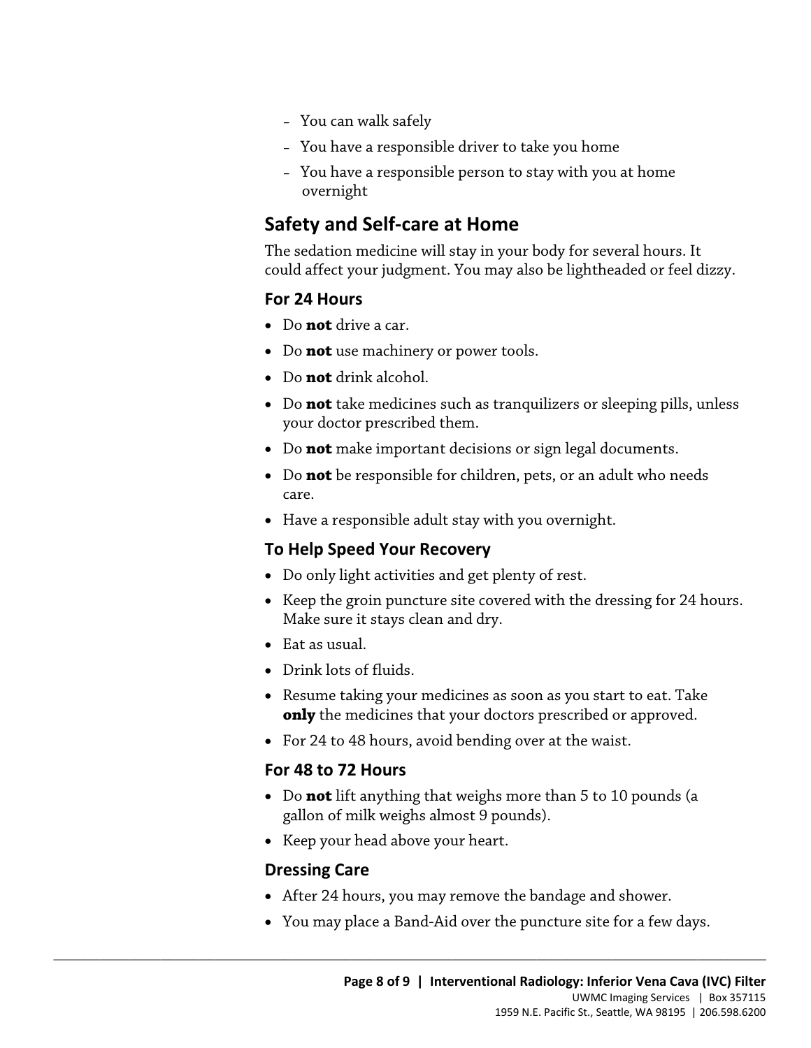- You can walk safely
- You have a responsible driver to take you home
- You have a responsible person to stay with you at home overnight

## Safety and Self-care at Home

The sedation medicine will stay in your body for several hours. It could affect your judgment. You may also be lightheaded or feel dizzy.

### For 24 Hours

- Do **not** drive a car.
- Do **not** use machinery or power tools.
- Do **not** drink alcohol.
- Do **not** take medicines such as tranquilizers or sleeping pills, unless your doctor prescribed them.
- Do **not** make important decisions or sign legal documents.
- Do **not** be responsible for children, pets, or an adult who needs care.
- Have a responsible adult stay with you overnight.

### To Help Speed Your Recovery

- Do only light activities and get plenty of rest.
- Keep the groin puncture site covered with the dressing for 24 hours. Make sure it stays clean and dry.
- Eat as usual.
- Drink lots of fluids.
- Resume taking your medicines as soon as you start to eat. Take **only** the medicines that your doctors prescribed or approved.
- For 24 to 48 hours, avoid bending over at the waist.

### For 48 to 72 Hours

- Do **not** lift anything that weighs more than 5 to 10 pounds (a gallon of milk weighs almost 9 pounds).
- Keep your head above your heart.

### Dressing Care

- After 24 hours, you may remove the bandage and shower.
- You may place a Band-Aid over the puncture site for a few days.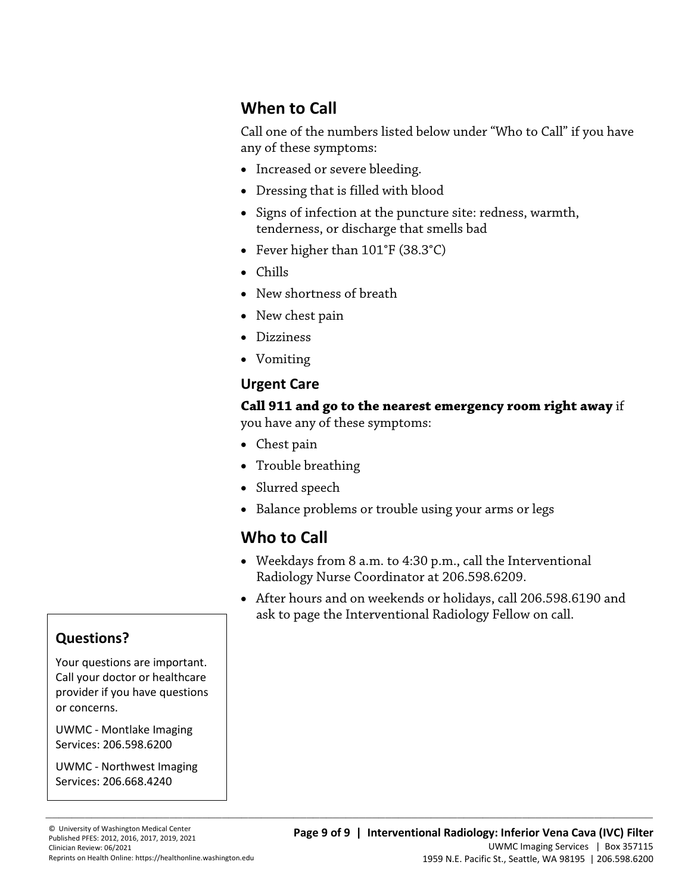## When to Call

Call one of the numbers listed below under "Who to Call" if you have any of these symptoms:

- Increased or severe bleeding.
- Dressing that is filled with blood
- Signs of infection at the puncture site: redness, warmth, tenderness, or discharge that smells bad
- Fever higher than 101°F (38.3°C)
- Chills
- New shortness of breath
- New chest pain
- Dizziness
- Vomiting

### Urgent Care

**Call 911 and go to the nearest emergency room right away** if you have any of these symptoms:

- Chest pain
- Trouble breathing
- Slurred speech
- Balance problems or trouble using your arms or legs

## Who to Call

- Weekdays from 8 a.m. to 4:30 p.m., call the Interventional Radiology Nurse Coordinator at 206.598.6209.
- After hours and on weekends or holidays, call 206.598.6190 and ask to page the Interventional Radiology Fellow on call.

### Questions?

Your questions are important. Call your doctor or healthcare provider if you have questions or concerns.

UWMC - Montlake Imaging Services: 206.598.6200

UWMC - Northwest Imaging Services: 206.668.4240

© University of Washington Medical Center
Published PFES: 2012, 2016, 2017, 2019, 2021
Clinician Review: 06/2021
Reprints on Health Online: https://healthonline.washington.edu

UWMC Imaging Services | Box 357115
1959 N.E. Pacific St., Seattle, WA 98195 | 206.598.6200